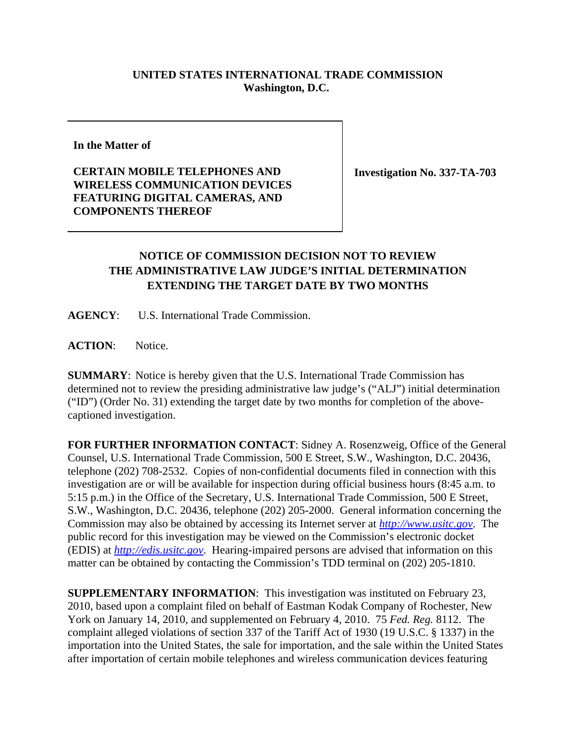**UNITED STATES INTERNATIONAL TRADE COMMISSION**
**Washington, D.C.**

| | |
|---|---|
| **In the Matter of**<br><br>**CERTAIN MOBILE TELEPHONES AND WIRELESS COMMUNICATION DEVICES FEATURING DIGITAL CAMERAS, AND COMPONENTS THEREOF** | **Investigation No. 337-TA-703** |

**NOTICE OF COMMISSION DECISION NOT TO REVIEW THE ADMINISTRATIVE LAW JUDGE'S INITIAL DETERMINATION EXTENDING THE TARGET DATE BY TWO MONTHS**

**AGENCY**: U.S. International Trade Commission.

**ACTION**: Notice.

**SUMMARY**: Notice is hereby given that the U.S. International Trade Commission has determined not to review the presiding administrative law judge's ("ALJ") initial determination ("ID") (Order No. 31) extending the target date by two months for completion of the above-captioned investigation.

**FOR FURTHER INFORMATION CONTACT**: Sidney A. Rosenzweig, Office of the General Counsel, U.S. International Trade Commission, 500 E Street, S.W., Washington, D.C. 20436, telephone (202) 708-2532. Copies of non-confidential documents filed in connection with this investigation are or will be available for inspection during official business hours (8:45 a.m. to 5:15 p.m.) in the Office of the Secretary, U.S. International Trade Commission, 500 E Street, S.W., Washington, D.C. 20436, telephone (202) 205-2000. General information concerning the Commission may also be obtained by accessing its Internet server at *http://www.usitc.gov*. The public record for this investigation may be viewed on the Commission's electronic docket (EDIS) at *http://edis.usitc.gov*. Hearing-impaired persons are advised that information on this matter can be obtained by contacting the Commission's TDD terminal on (202) 205-1810.

**SUPPLEMENTARY INFORMATION**: This investigation was instituted on February 23, 2010, based upon a complaint filed on behalf of Eastman Kodak Company of Rochester, New York on January 14, 2010, and supplemented on February 4, 2010. 75 *Fed. Reg.* 8112. The complaint alleged violations of section 337 of the Tariff Act of 1930 (19 U.S.C. § 1337) in the importation into the United States, the sale for importation, and the sale within the United States after importation of certain mobile telephones and wireless communication devices featuring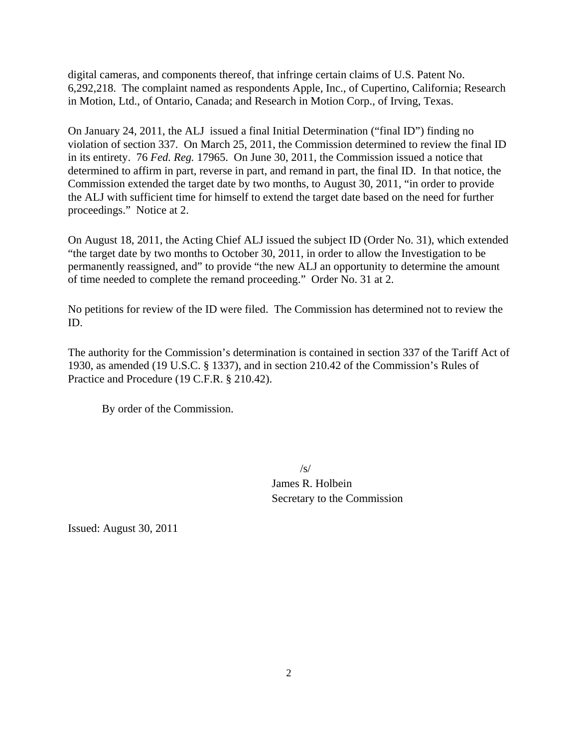digital cameras, and components thereof, that infringe certain claims of U.S. Patent No. 6,292,218. The complaint named as respondents Apple, Inc., of Cupertino, California; Research in Motion, Ltd., of Ontario, Canada; and Research in Motion Corp., of Irving, Texas.

On January 24, 2011, the ALJ issued a final Initial Determination ("final ID") finding no violation of section 337. On March 25, 2011, the Commission determined to review the final ID in its entirety. 76 *Fed. Reg.* 17965. On June 30, 2011, the Commission issued a notice that determined to affirm in part, reverse in part, and remand in part, the final ID. In that notice, the Commission extended the target date by two months, to August 30, 2011, "in order to provide the ALJ with sufficient time for himself to extend the target date based on the need for further proceedings." Notice at 2.

On August 18, 2011, the Acting Chief ALJ issued the subject ID (Order No. 31), which extended "the target date by two months to October 30, 2011, in order to allow the Investigation to be permanently reassigned, and" to provide "the new ALJ an opportunity to determine the amount of time needed to complete the remand proceeding." Order No. 31 at 2.

No petitions for review of the ID were filed. The Commission has determined not to review the ID.

The authority for the Commission's determination is contained in section 337 of the Tariff Act of 1930, as amended (19 U.S.C. § 1337), and in section 210.42 of the Commission's Rules of Practice and Procedure (19 C.F.R. § 210.42).

By order of the Commission.

/s/
James R. Holbein
Secretary to the Commission

Issued: August 30, 2011